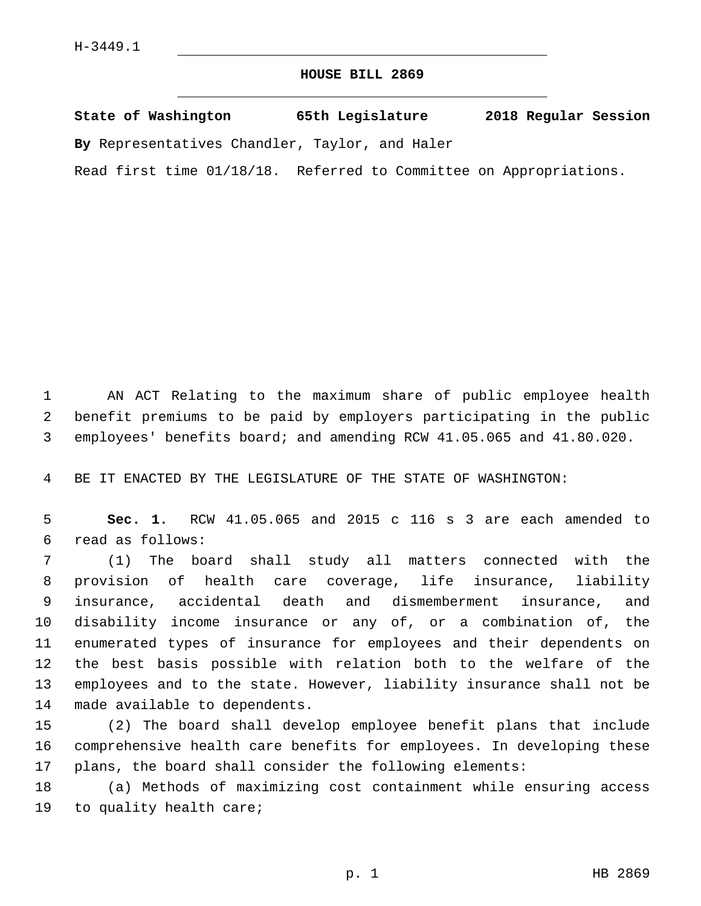H-3449.1

# HOUSE BILL 2869

**State of Washington 65th Legislature 2018 Regular Session**

**By** Representatives Chandler, Taylor, and Haler

Read first time 01/18/18. Referred to Committee on Appropriations.

AN ACT Relating to the maximum share of public employee health benefit premiums to be paid by employers participating in the public employees' benefits board; and amending RCW 41.05.065 and 41.80.020.

BE IT ENACTED BY THE LEGISLATURE OF THE STATE OF WASHINGTON:

**Sec. 1.** RCW 41.05.065 and 2015 c 116 s 3 are each amended to read as follows:

(1) The board shall study all matters connected with the provision of health care coverage, life insurance, liability insurance, accidental death and dismemberment insurance, and disability income insurance or any of, or a combination of, the enumerated types of insurance for employees and their dependents on the best basis possible with relation both to the welfare of the employees and to the state. However, liability insurance shall not be made available to dependents.

(2) The board shall develop employee benefit plans that include comprehensive health care benefits for employees. In developing these plans, the board shall consider the following elements:

(a) Methods of maximizing cost containment while ensuring access to quality health care;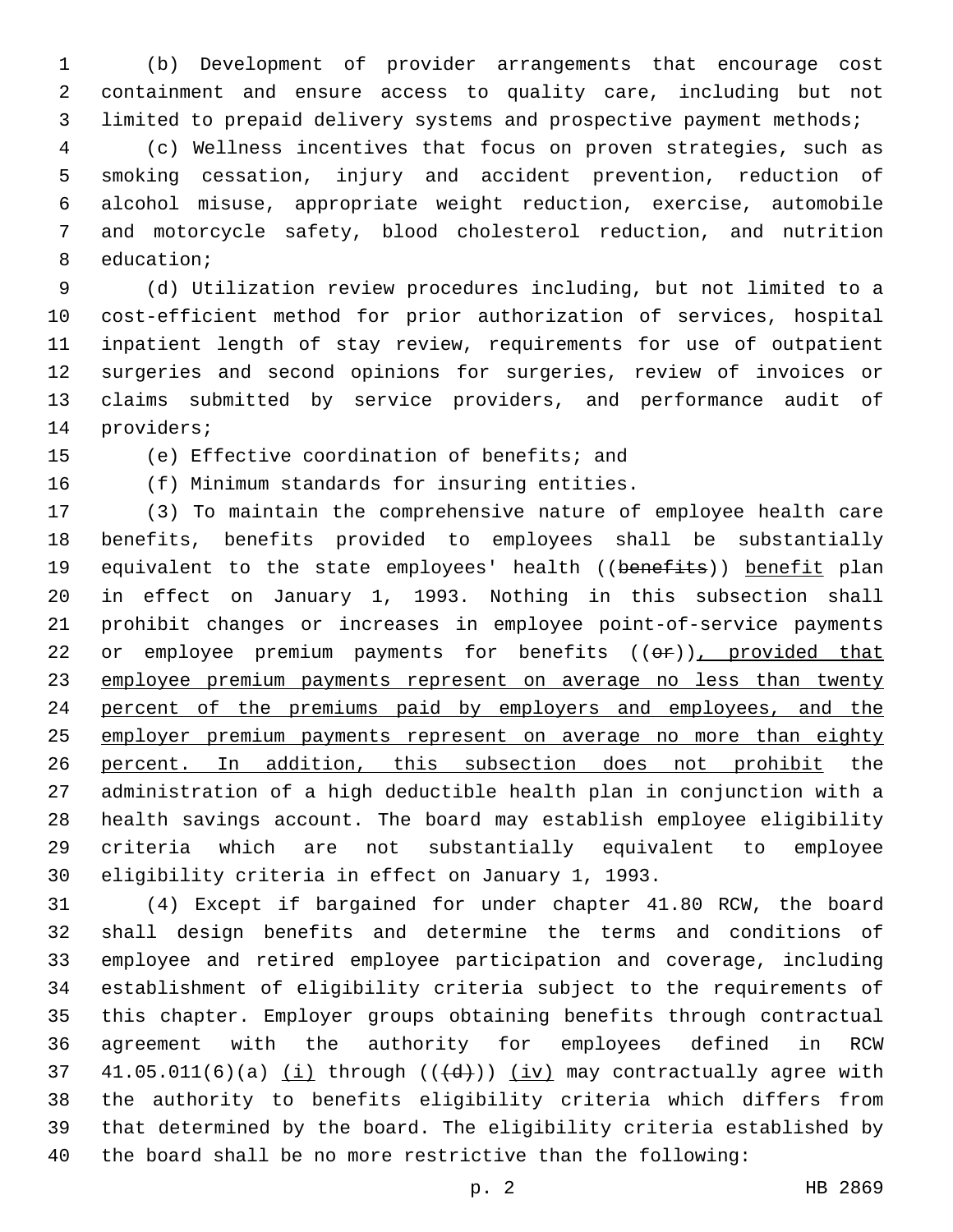(b) Development of provider arrangements that encourage cost containment and ensure access to quality care, including but not limited to prepaid delivery systems and prospective payment methods;

(c) Wellness incentives that focus on proven strategies, such as smoking cessation, injury and accident prevention, reduction of alcohol misuse, appropriate weight reduction, exercise, automobile and motorcycle safety, blood cholesterol reduction, and nutrition education;

(d) Utilization review procedures including, but not limited to a cost-efficient method for prior authorization of services, hospital inpatient length of stay review, requirements for use of outpatient surgeries and second opinions for surgeries, review of invoices or claims submitted by service providers, and performance audit of providers;

(e) Effective coordination of benefits; and

(f) Minimum standards for insuring entities.

(3) To maintain the comprehensive nature of employee health care benefits, benefits provided to employees shall be substantially equivalent to the state employees' health ((~~benefits~~)) <u>benefit</u> plan in effect on January 1, 1993. Nothing in this subsection shall prohibit changes or increases in employee point-of-service payments or employee premium payments for benefits ((~~or~~))<u>, provided that employee premium payments represent on average no less than twenty percent of the premiums paid by employers and employees, and the employer premium payments represent on average no more than eighty percent. In addition, this subsection does not prohibit</u> the administration of a high deductible health plan in conjunction with a health savings account. The board may establish employee eligibility criteria which are not substantially equivalent to employee eligibility criteria in effect on January 1, 1993.

(4) Except if bargained for under chapter 41.80 RCW, the board shall design benefits and determine the terms and conditions of employee and retired employee participation and coverage, including establishment of eligibility criteria subject to the requirements of this chapter. Employer groups obtaining benefits through contractual agreement with the authority for employees defined in RCW 41.05.011(6)(a) <u>(i)</u> through ((~~(d)~~)) <u>(iv)</u> may contractually agree with the authority to benefits eligibility criteria which differs from that determined by the board. The eligibility criteria established by the board shall be no more restrictive than the following: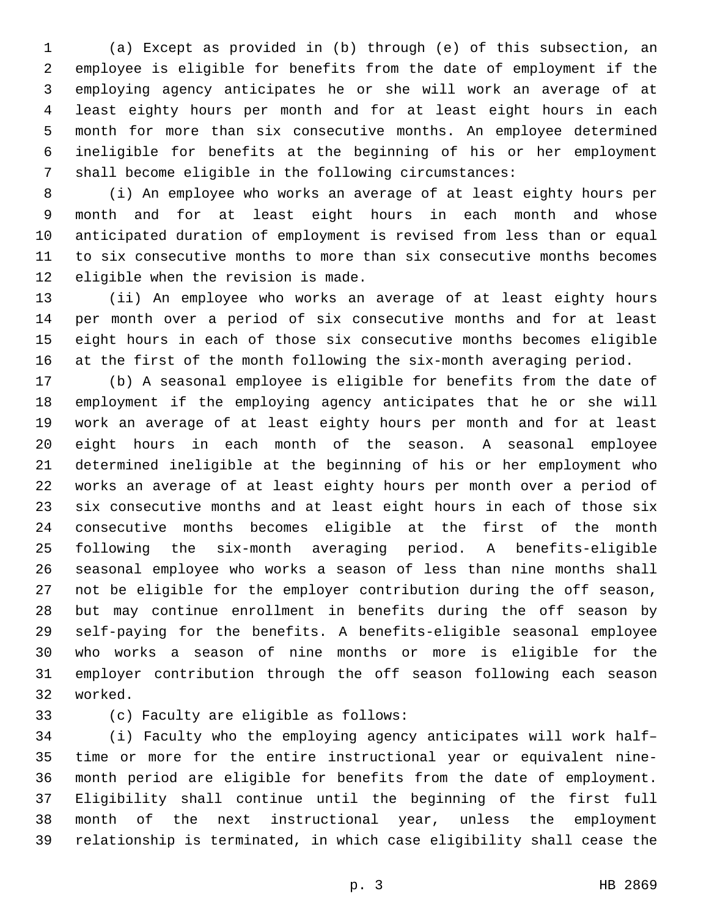(a) Except as provided in (b) through (e) of this subsection, an employee is eligible for benefits from the date of employment if the employing agency anticipates he or she will work an average of at least eighty hours per month and for at least eight hours in each month for more than six consecutive months. An employee determined ineligible for benefits at the beginning of his or her employment shall become eligible in the following circumstances:

(i) An employee who works an average of at least eighty hours per month and for at least eight hours in each month and whose anticipated duration of employment is revised from less than or equal to six consecutive months to more than six consecutive months becomes eligible when the revision is made.

(ii) An employee who works an average of at least eighty hours per month over a period of six consecutive months and for at least eight hours in each of those six consecutive months becomes eligible at the first of the month following the six-month averaging period.

(b) A seasonal employee is eligible for benefits from the date of employment if the employing agency anticipates that he or she will work an average of at least eighty hours per month and for at least eight hours in each month of the season. A seasonal employee determined ineligible at the beginning of his or her employment who works an average of at least eighty hours per month over a period of six consecutive months and at least eight hours in each of those six consecutive months becomes eligible at the first of the month following the six-month averaging period. A benefits-eligible seasonal employee who works a season of less than nine months shall not be eligible for the employer contribution during the off season, but may continue enrollment in benefits during the off season by self-paying for the benefits. A benefits-eligible seasonal employee who works a season of nine months or more is eligible for the employer contribution through the off season following each season worked.

(c) Faculty are eligible as follows:

(i) Faculty who the employing agency anticipates will work half–time or more for the entire instructional year or equivalent nine-month period are eligible for benefits from the date of employment. Eligibility shall continue until the beginning of the first full month of the next instructional year, unless the employment relationship is terminated, in which case eligibility shall cease the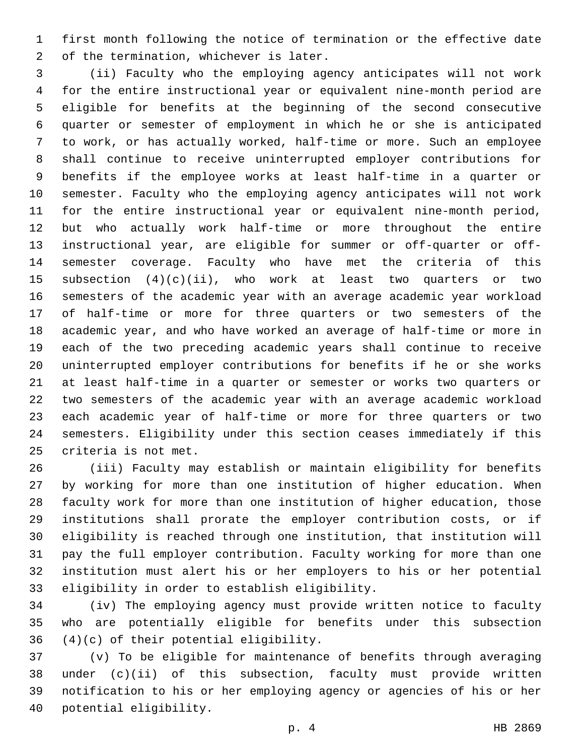first month following the notice of termination or the effective date of the termination, whichever is later.

(ii) Faculty who the employing agency anticipates will not work for the entire instructional year or equivalent nine-month period are eligible for benefits at the beginning of the second consecutive quarter or semester of employment in which he or she is anticipated to work, or has actually worked, half-time or more. Such an employee shall continue to receive uninterrupted employer contributions for benefits if the employee works at least half-time in a quarter or semester. Faculty who the employing agency anticipates will not work for the entire instructional year or equivalent nine-month period, but who actually work half-time or more throughout the entire instructional year, are eligible for summer or off-quarter or off-semester coverage. Faculty who have met the criteria of this subsection (4)(c)(ii), who work at least two quarters or two semesters of the academic year with an average academic year workload of half-time or more for three quarters or two semesters of the academic year, and who have worked an average of half-time or more in each of the two preceding academic years shall continue to receive uninterrupted employer contributions for benefits if he or she works at least half-time in a quarter or semester or works two quarters or two semesters of the academic year with an average academic workload each academic year of half-time or more for three quarters or two semesters. Eligibility under this section ceases immediately if this criteria is not met.

(iii) Faculty may establish or maintain eligibility for benefits by working for more than one institution of higher education. When faculty work for more than one institution of higher education, those institutions shall prorate the employer contribution costs, or if eligibility is reached through one institution, that institution will pay the full employer contribution. Faculty working for more than one institution must alert his or her employers to his or her potential eligibility in order to establish eligibility.

(iv) The employing agency must provide written notice to faculty who are potentially eligible for benefits under this subsection (4)(c) of their potential eligibility.

(v) To be eligible for maintenance of benefits through averaging under (c)(ii) of this subsection, faculty must provide written notification to his or her employing agency or agencies of his or her potential eligibility.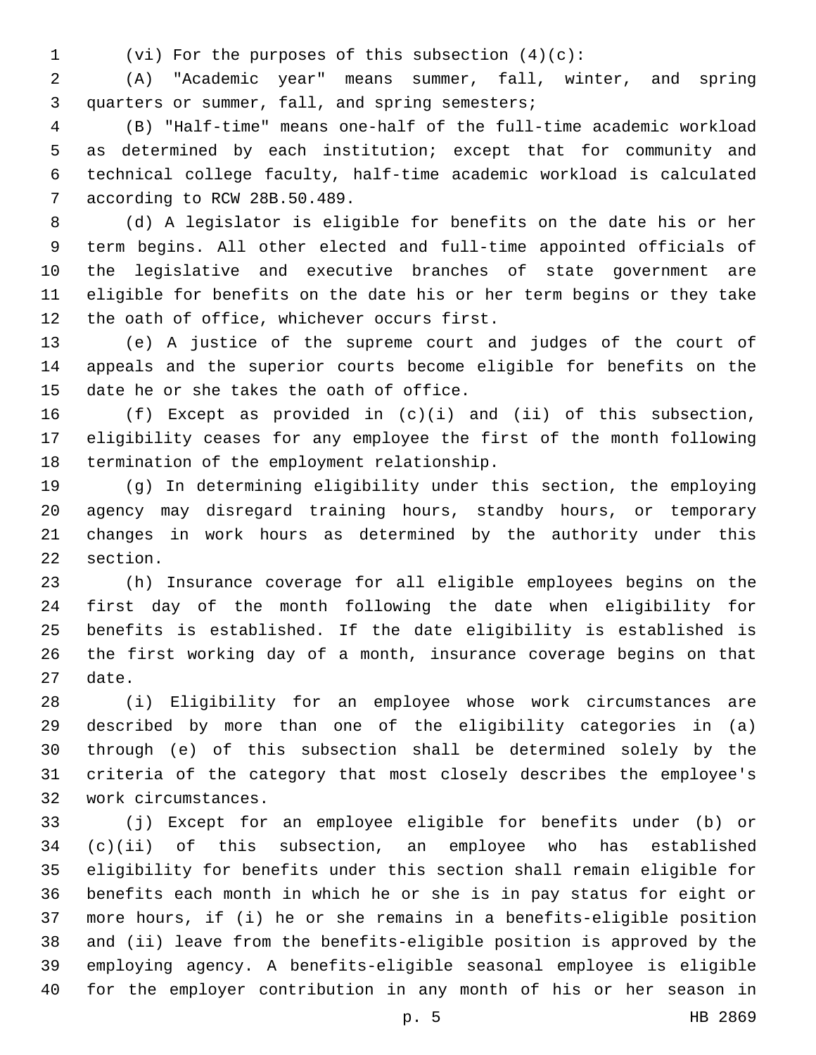(vi) For the purposes of this subsection (4)(c):

(A) "Academic year" means summer, fall, winter, and spring quarters or summer, fall, and spring semesters;

(B) "Half-time" means one-half of the full-time academic workload as determined by each institution; except that for community and technical college faculty, half-time academic workload is calculated according to RCW 28B.50.489.

(d) A legislator is eligible for benefits on the date his or her term begins. All other elected and full-time appointed officials of the legislative and executive branches of state government are eligible for benefits on the date his or her term begins or they take the oath of office, whichever occurs first.

(e) A justice of the supreme court and judges of the court of appeals and the superior courts become eligible for benefits on the date he or she takes the oath of office.

(f) Except as provided in (c)(i) and (ii) of this subsection, eligibility ceases for any employee the first of the month following termination of the employment relationship.

(g) In determining eligibility under this section, the employing agency may disregard training hours, standby hours, or temporary changes in work hours as determined by the authority under this section.

(h) Insurance coverage for all eligible employees begins on the first day of the month following the date when eligibility for benefits is established. If the date eligibility is established is the first working day of a month, insurance coverage begins on that date.

(i) Eligibility for an employee whose work circumstances are described by more than one of the eligibility categories in (a) through (e) of this subsection shall be determined solely by the criteria of the category that most closely describes the employee's work circumstances.

(j) Except for an employee eligible for benefits under (b) or (c)(ii) of this subsection, an employee who has established eligibility for benefits under this section shall remain eligible for benefits each month in which he or she is in pay status for eight or more hours, if (i) he or she remains in a benefits-eligible position and (ii) leave from the benefits-eligible position is approved by the employing agency. A benefits-eligible seasonal employee is eligible for the employer contribution in any month of his or her season in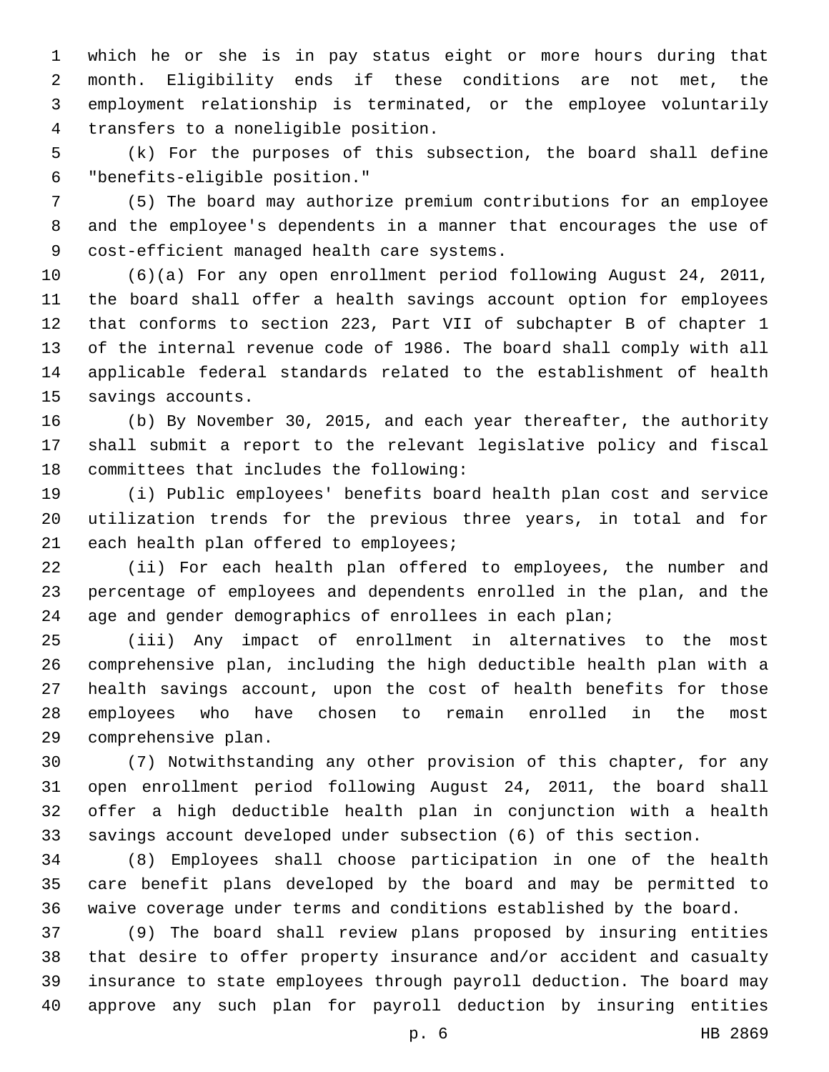which he or she is in pay status eight or more hours during that month. Eligibility ends if these conditions are not met, the employment relationship is terminated, or the employee voluntarily transfers to a noneligible position.

(k) For the purposes of this subsection, the board shall define "benefits-eligible position."

(5) The board may authorize premium contributions for an employee and the employee's dependents in a manner that encourages the use of cost-efficient managed health care systems.

(6)(a) For any open enrollment period following August 24, 2011, the board shall offer a health savings account option for employees that conforms to section 223, Part VII of subchapter B of chapter 1 of the internal revenue code of 1986. The board shall comply with all applicable federal standards related to the establishment of health savings accounts.

(b) By November 30, 2015, and each year thereafter, the authority shall submit a report to the relevant legislative policy and fiscal committees that includes the following:

(i) Public employees' benefits board health plan cost and service utilization trends for the previous three years, in total and for each health plan offered to employees;

(ii) For each health plan offered to employees, the number and percentage of employees and dependents enrolled in the plan, and the age and gender demographics of enrollees in each plan;

(iii) Any impact of enrollment in alternatives to the most comprehensive plan, including the high deductible health plan with a health savings account, upon the cost of health benefits for those employees who have chosen to remain enrolled in the most comprehensive plan.

(7) Notwithstanding any other provision of this chapter, for any open enrollment period following August 24, 2011, the board shall offer a high deductible health plan in conjunction with a health savings account developed under subsection (6) of this section.

(8) Employees shall choose participation in one of the health care benefit plans developed by the board and may be permitted to waive coverage under terms and conditions established by the board.

(9) The board shall review plans proposed by insuring entities that desire to offer property insurance and/or accident and casualty insurance to state employees through payroll deduction. The board may approve any such plan for payroll deduction by insuring entities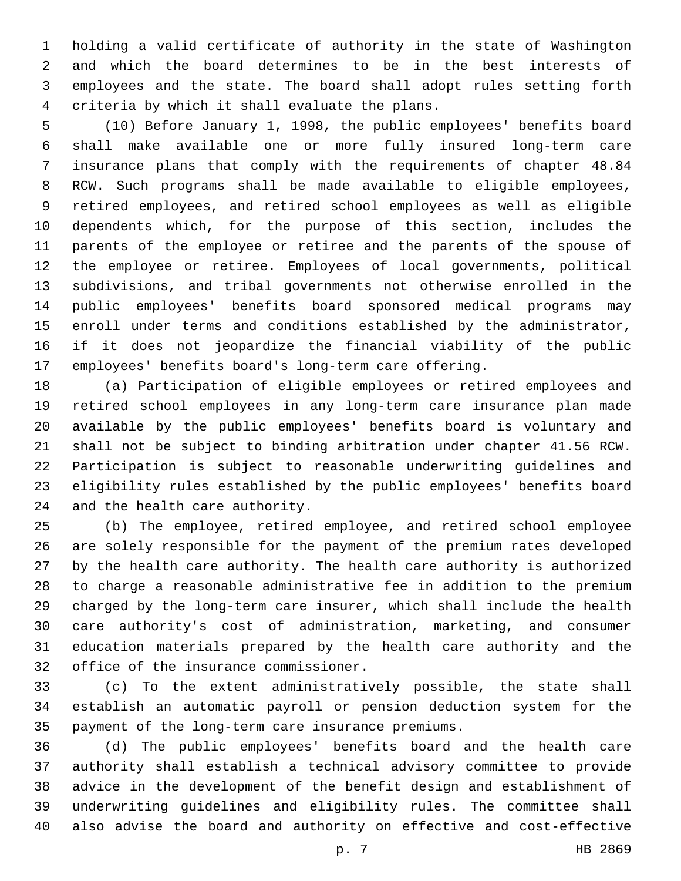holding a valid certificate of authority in the state of Washington and which the board determines to be in the best interests of employees and the state. The board shall adopt rules setting forth criteria by which it shall evaluate the plans.

(10) Before January 1, 1998, the public employees' benefits board shall make available one or more fully insured long-term care insurance plans that comply with the requirements of chapter 48.84 RCW. Such programs shall be made available to eligible employees, retired employees, and retired school employees as well as eligible dependents which, for the purpose of this section, includes the parents of the employee or retiree and the parents of the spouse of the employee or retiree. Employees of local governments, political subdivisions, and tribal governments not otherwise enrolled in the public employees' benefits board sponsored medical programs may enroll under terms and conditions established by the administrator, if it does not jeopardize the financial viability of the public employees' benefits board's long-term care offering.

(a) Participation of eligible employees or retired employees and retired school employees in any long-term care insurance plan made available by the public employees' benefits board is voluntary and shall not be subject to binding arbitration under chapter 41.56 RCW. Participation is subject to reasonable underwriting guidelines and eligibility rules established by the public employees' benefits board and the health care authority.

(b) The employee, retired employee, and retired school employee are solely responsible for the payment of the premium rates developed by the health care authority. The health care authority is authorized to charge a reasonable administrative fee in addition to the premium charged by the long-term care insurer, which shall include the health care authority's cost of administration, marketing, and consumer education materials prepared by the health care authority and the office of the insurance commissioner.

(c) To the extent administratively possible, the state shall establish an automatic payroll or pension deduction system for the payment of the long-term care insurance premiums.

(d) The public employees' benefits board and the health care authority shall establish a technical advisory committee to provide advice in the development of the benefit design and establishment of underwriting guidelines and eligibility rules. The committee shall also advise the board and authority on effective and cost-effective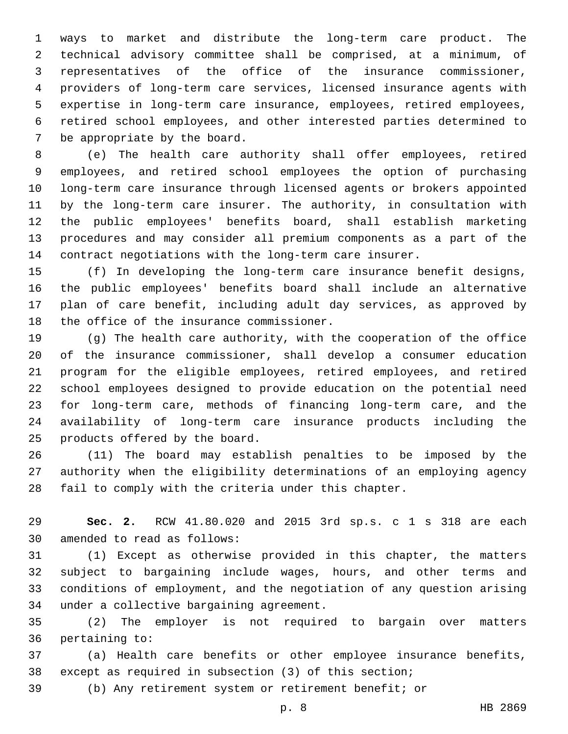ways to market and distribute the long-term care product. The technical advisory committee shall be comprised, at a minimum, of representatives of the office of the insurance commissioner, providers of long-term care services, licensed insurance agents with expertise in long-term care insurance, employees, retired employees, retired school employees, and other interested parties determined to be appropriate by the board.

(e) The health care authority shall offer employees, retired employees, and retired school employees the option of purchasing long-term care insurance through licensed agents or brokers appointed by the long-term care insurer. The authority, in consultation with the public employees' benefits board, shall establish marketing procedures and may consider all premium components as a part of the contract negotiations with the long-term care insurer.

(f) In developing the long-term care insurance benefit designs, the public employees' benefits board shall include an alternative plan of care benefit, including adult day services, as approved by the office of the insurance commissioner.

(g) The health care authority, with the cooperation of the office of the insurance commissioner, shall develop a consumer education program for the eligible employees, retired employees, and retired school employees designed to provide education on the potential need for long-term care, methods of financing long-term care, and the availability of long-term care insurance products including the products offered by the board.

(11) The board may establish penalties to be imposed by the authority when the eligibility determinations of an employing agency fail to comply with the criteria under this chapter.

**Sec. 2.** RCW 41.80.020 and 2015 3rd sp.s. c 1 s 318 are each amended to read as follows:

(1) Except as otherwise provided in this chapter, the matters subject to bargaining include wages, hours, and other terms and conditions of employment, and the negotiation of any question arising under a collective bargaining agreement.

(2) The employer is not required to bargain over matters pertaining to:

(a) Health care benefits or other employee insurance benefits, except as required in subsection (3) of this section;

(b) Any retirement system or retirement benefit; or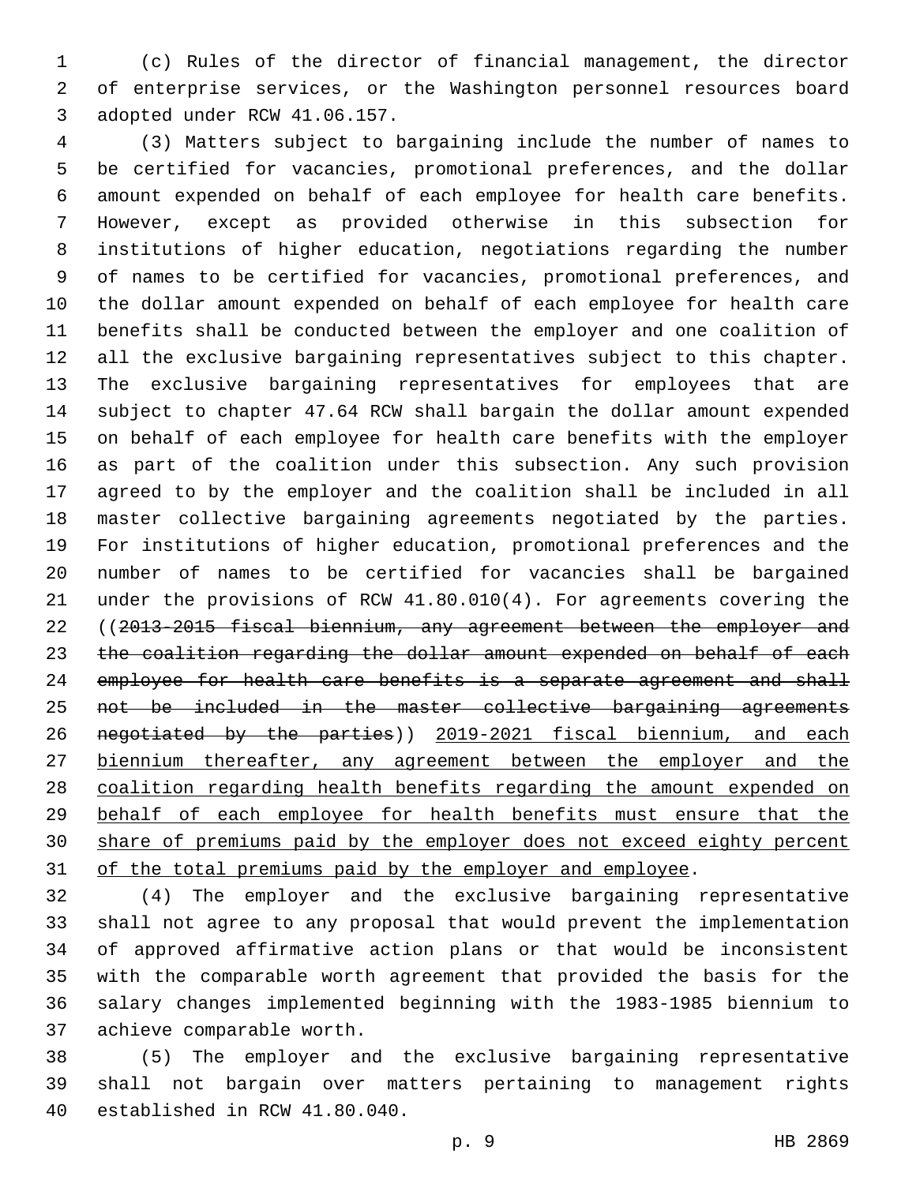(c) Rules of the director of financial management, the director of enterprise services, or the Washington personnel resources board adopted under RCW 41.06.157.

(3) Matters subject to bargaining include the number of names to be certified for vacancies, promotional preferences, and the dollar amount expended on behalf of each employee for health care benefits. However, except as provided otherwise in this subsection for institutions of higher education, negotiations regarding the number of names to be certified for vacancies, promotional preferences, and the dollar amount expended on behalf of each employee for health care benefits shall be conducted between the employer and one coalition of all the exclusive bargaining representatives subject to this chapter. The exclusive bargaining representatives for employees that are subject to chapter 47.64 RCW shall bargain the dollar amount expended on behalf of each employee for health care benefits with the employer as part of the coalition under this subsection. Any such provision agreed to by the employer and the coalition shall be included in all master collective bargaining agreements negotiated by the parties. For institutions of higher education, promotional preferences and the number of names to be certified for vacancies shall be bargained under the provisions of RCW 41.80.010(4). For agreements covering the ((~~2013-2015 fiscal biennium, any agreement between the employer and the coalition regarding the dollar amount expended on behalf of each employee for health care benefits is a separate agreement and shall not be included in the master collective bargaining agreements negotiated by the parties~~)) <u>2019-2021 fiscal biennium, and each biennium thereafter, any agreement between the employer and the coalition regarding health benefits regarding the amount expended on behalf of each employee for health benefits must ensure that the share of premiums paid by the employer does not exceed eighty percent of the total premiums paid by the employer and employee</u>.

(4) The employer and the exclusive bargaining representative shall not agree to any proposal that would prevent the implementation of approved affirmative action plans or that would be inconsistent with the comparable worth agreement that provided the basis for the salary changes implemented beginning with the 1983-1985 biennium to achieve comparable worth.

(5) The employer and the exclusive bargaining representative shall not bargain over matters pertaining to management rights established in RCW 41.80.040.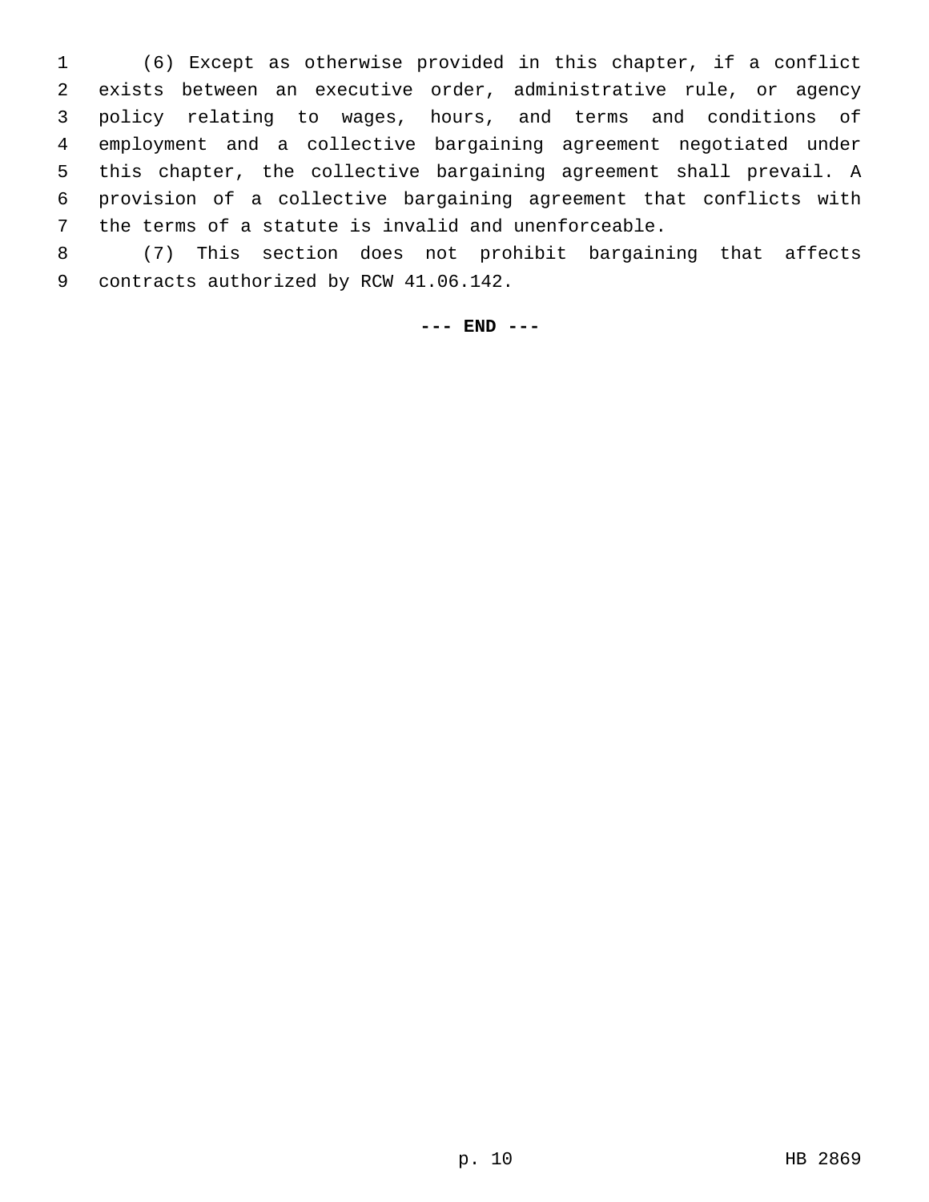(6) Except as otherwise provided in this chapter, if a conflict exists between an executive order, administrative rule, or agency policy relating to wages, hours, and terms and conditions of employment and a collective bargaining agreement negotiated under this chapter, the collective bargaining agreement shall prevail. A provision of a collective bargaining agreement that conflicts with the terms of a statute is invalid and unenforceable.

(7) This section does not prohibit bargaining that affects contracts authorized by RCW 41.06.142.

**--- END ---**